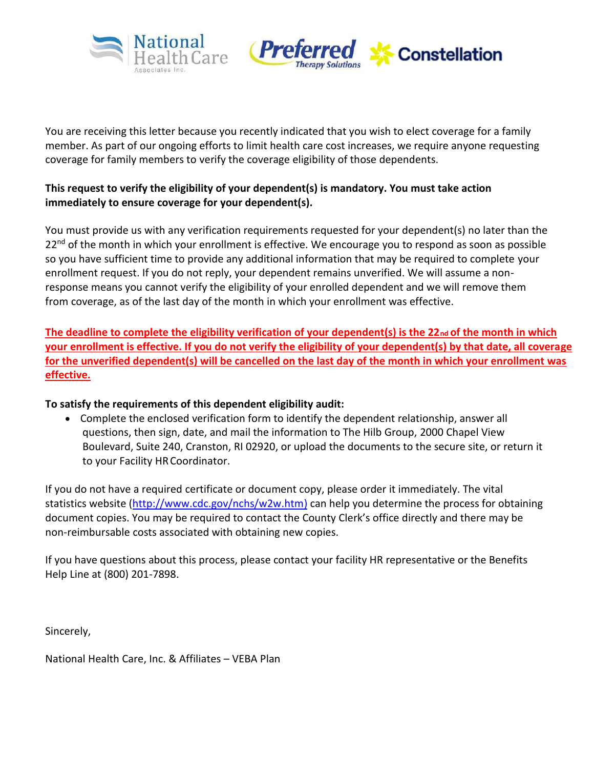National Health Care Associates Inc. | Preferred Therapy Solutions | Constellation

You are receiving this letter because you recently indicated that you wish to elect coverage for a family member. As part of our ongoing efforts to limit health care cost increases, we require anyone requesting coverage for family members to verify the coverage eligibility of those dependents.

**This request to verify the eligibility of your dependent(s) is mandatory. You must take action immediately to ensure coverage for your dependent(s).**

You must provide us with any verification requirements requested for your dependent(s) no later than the 22nd of the month in which your enrollment is effective. We encourage you to respond as soon as possible so you have sufficient time to provide any additional information that may be required to complete your enrollment request. If you do not reply, your dependent remains unverified. We will assume a non-response means you cannot verify the eligibility of your enrolled dependent and we will remove them from coverage, as of the last day of the month in which your enrollment was effective.

**The deadline to complete the eligibility verification of your dependent(s) is the 22nd of the month in which your enrollment is effective. If you do not verify the eligibility of your dependent(s) by that date, all coverage for the unverified dependent(s) will be cancelled on the last day of the month in which your enrollment was effective.**

**To satisfy the requirements of this dependent eligibility audit:**

- Complete the enclosed verification form to identify the dependent relationship, answer all questions, then sign, date, and mail the information to The Hilb Group, 2000 Chapel View Boulevard, Suite 240, Cranston, RI 02920, or upload the documents to the secure site, or return it to your Facility HR Coordinator.

If you do not have a required certificate or document copy, please order it immediately. The vital statistics website (http://www.cdc.gov/nchs/w2w.htm) can help you determine the process for obtaining document copies. You may be required to contact the County Clerk's office directly and there may be non-reimbursable costs associated with obtaining new copies.

If you have questions about this process, please contact your facility HR representative or the Benefits Help Line at (800) 201-7898.

Sincerely,

National Health Care, Inc. & Affiliates – VEBA Plan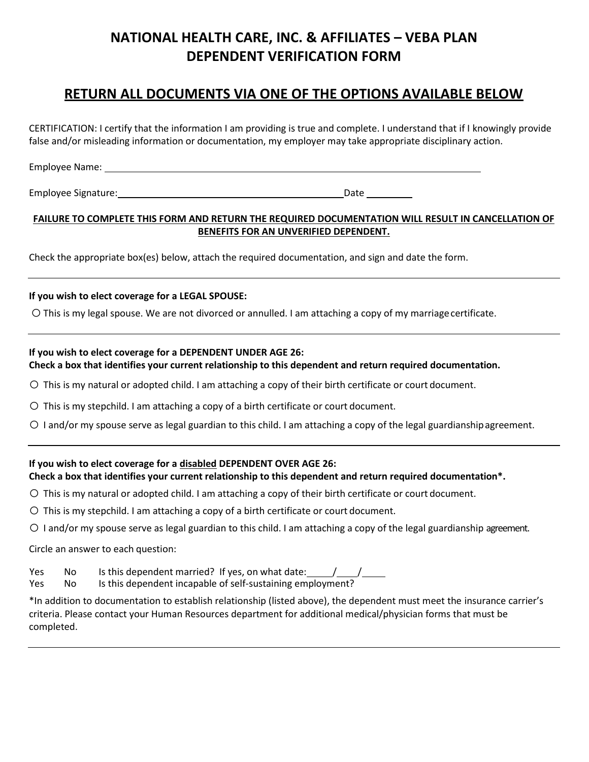# NATIONAL HEALTH CARE, INC. & AFFILIATES – VEBA PLAN
# DEPENDENT VERIFICATION FORM

## RETURN ALL DOCUMENTS VIA ONE OF THE OPTIONS AVAILABLE BELOW

CERTIFICATION: I certify that the information I am providing is true and complete. I understand that if I knowingly provide false and/or misleading information or documentation, my employer may take appropriate disciplinary action.

Employee Name: ____________________________________________

Employee Signature: ______________________________ Date ________

**FAILURE TO COMPLETE THIS FORM AND RETURN THE REQUIRED DOCUMENTATION WILL RESULT IN CANCELLATION OF BENEFITS FOR AN UNVERIFIED DEPENDENT.**

Check the appropriate box(es) below, attach the required documentation, and sign and date the form.

---

**If you wish to elect coverage for a LEGAL SPOUSE:**

○ This is my legal spouse. We are not divorced or annulled. I am attaching a copy of my marriage certificate.

---

**If you wish to elect coverage for a DEPENDENT UNDER AGE 26:**
**Check a box that identifies your current relationship to this dependent and return required documentation.**

○ This is my natural or adopted child. I am attaching a copy of their birth certificate or court document.

○ This is my stepchild. I am attaching a copy of a birth certificate or court document.

○ I and/or my spouse serve as legal guardian to this child. I am attaching a copy of the legal guardianship agreement.

---

**If you wish to elect coverage for a disabled DEPENDENT OVER AGE 26:**
**Check a box that identifies your current relationship to this dependent and return required documentation*.**

○ This is my natural or adopted child. I am attaching a copy of their birth certificate or court document.

○ This is my stepchild. I am attaching a copy of a birth certificate or court document.

○ I and/or my spouse serve as legal guardian to this child. I am attaching a copy of the legal guardianship agreement.

Circle an answer to each question:

Yes No Is this dependent married? If yes, on what date: ____/____/____
Yes No Is this dependent incapable of self-sustaining employment?

*In addition to documentation to establish relationship (listed above), the dependent must meet the insurance carrier's criteria. Please contact your Human Resources department for additional medical/physician forms that must be completed.

---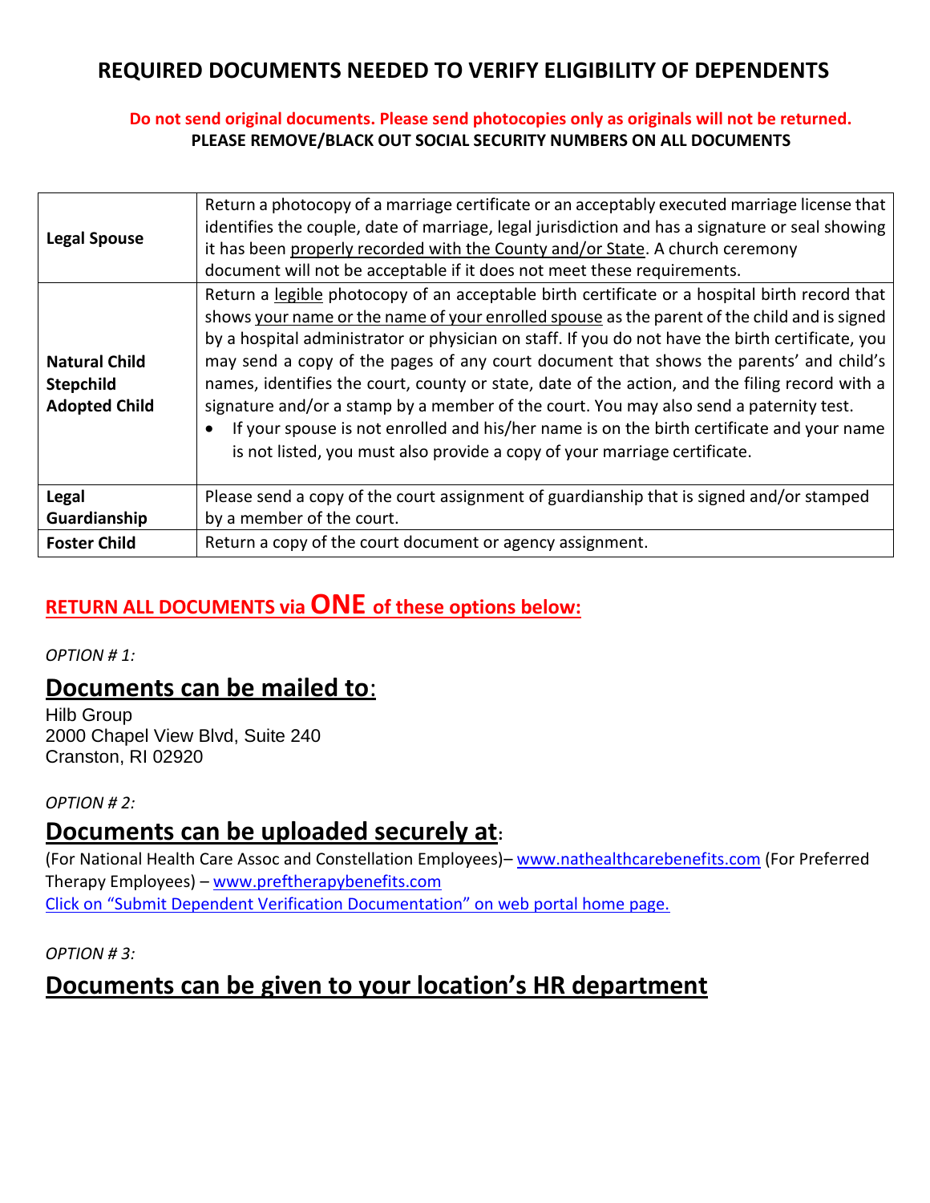# REQUIRED DOCUMENTS NEEDED TO VERIFY ELIGIBILITY OF DEPENDENTS

**Do not send original documents. Please send photocopies only as originals will not be returned.**
**PLEASE REMOVE/BLACK OUT SOCIAL SECURITY NUMBERS ON ALL DOCUMENTS**

| | |
|---|---|
| **Legal Spouse** | Return a photocopy of a marriage certificate or an acceptably executed marriage license that identifies the couple, date of marriage, legal jurisdiction and has a signature or seal showing it has been properly recorded with the County and/or State. A church ceremony document will not be acceptable if it does not meet these requirements. |
| **Natural Child**<br>**Stepchild**<br>**Adopted Child** | Return a legible photocopy of an acceptable birth certificate or a hospital birth record that shows your name or the name of your enrolled spouse as the parent of the child and is signed by a hospital administrator or physician on staff. If you do not have the birth certificate, you may send a copy of the pages of any court document that shows the parents' and child's names, identifies the court, county or state, date of the action, and the filing record with a signature and/or a stamp by a member of the court. You may also send a paternity test.<br>• If your spouse is not enrolled and his/her name is on the birth certificate and your name is not listed, you must also provide a copy of your marriage certificate. |
| **Legal Guardianship** | Please send a copy of the court assignment of guardianship that is signed and/or stamped by a member of the court. |
| **Foster Child** | Return a copy of the court document or agency assignment. |

## RETURN ALL DOCUMENTS via ONE of these options below:

*OPTION # 1:*

## Documents can be mailed to:

Hilb Group
2000 Chapel View Blvd, Suite 240
Cranston, RI 02920

*OPTION # 2:*

## Documents can be uploaded securely at:

(For National Health Care Assoc and Constellation Employees)– www.nathealthcarebenefits.com (For Preferred Therapy Employees) – www.preftherapybenefits.com
Click on "Submit Dependent Verification Documentation" on web portal home page.

*OPTION # 3:*

## Documents can be given to your location's HR department